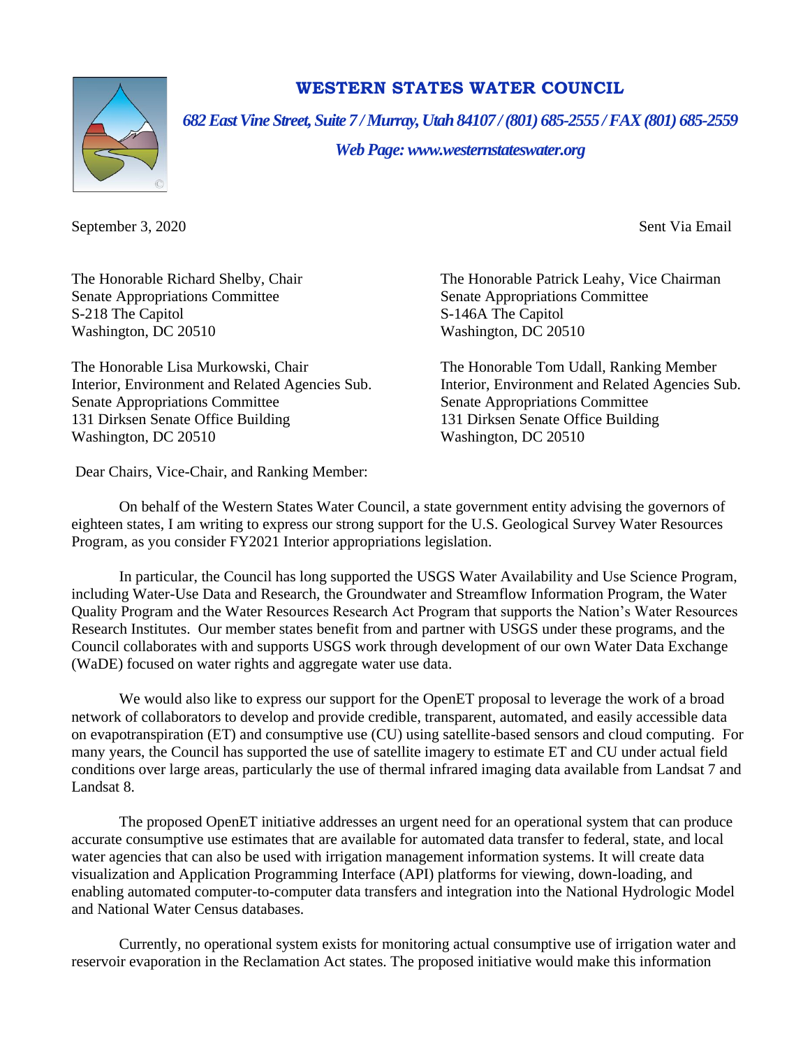# WESTERN STATES WATER COUNCIL

*682 East Vine Street, Suite 7 / Murray, Utah 84107 / (801) 685-2555 / FAX (801) 685-2559*

*Web Page: www.westernstateswater.org*

September 3, 2020

Sent Via Email

The Honorable Richard Shelby, Chair
Senate Appropriations Committee
S-218 The Capitol
Washington, DC 20510

The Honorable Patrick Leahy, Vice Chairman
Senate Appropriations Committee
S-146A The Capitol
Washington, DC 20510

The Honorable Lisa Murkowski, Chair
Interior, Environment and Related Agencies Sub.
Senate Appropriations Committee
131 Dirksen Senate Office Building
Washington, DC 20510

The Honorable Tom Udall, Ranking Member
Interior, Environment and Related Agencies Sub.
Senate Appropriations Committee
131 Dirksen Senate Office Building
Washington, DC 20510

Dear Chairs, Vice-Chair, and Ranking Member:

On behalf of the Western States Water Council, a state government entity advising the governors of eighteen states, I am writing to express our strong support for the U.S. Geological Survey Water Resources Program, as you consider FY2021 Interior appropriations legislation.

In particular, the Council has long supported the USGS Water Availability and Use Science Program, including Water-Use Data and Research, the Groundwater and Streamflow Information Program, the Water Quality Program and the Water Resources Research Act Program that supports the Nation's Water Resources Research Institutes. Our member states benefit from and partner with USGS under these programs, and the Council collaborates with and supports USGS work through development of our own Water Data Exchange (WaDE) focused on water rights and aggregate water use data.

We would also like to express our support for the OpenET proposal to leverage the work of a broad network of collaborators to develop and provide credible, transparent, automated, and easily accessible data on evapotranspiration (ET) and consumptive use (CU) using satellite-based sensors and cloud computing. For many years, the Council has supported the use of satellite imagery to estimate ET and CU under actual field conditions over large areas, particularly the use of thermal infrared imaging data available from Landsat 7 and Landsat 8.

The proposed OpenET initiative addresses an urgent need for an operational system that can produce accurate consumptive use estimates that are available for automated data transfer to federal, state, and local water agencies that can also be used with irrigation management information systems. It will create data visualization and Application Programming Interface (API) platforms for viewing, down-loading, and enabling automated computer-to-computer data transfers and integration into the National Hydrologic Model and National Water Census databases.

Currently, no operational system exists for monitoring actual consumptive use of irrigation water and reservoir evaporation in the Reclamation Act states. The proposed initiative would make this information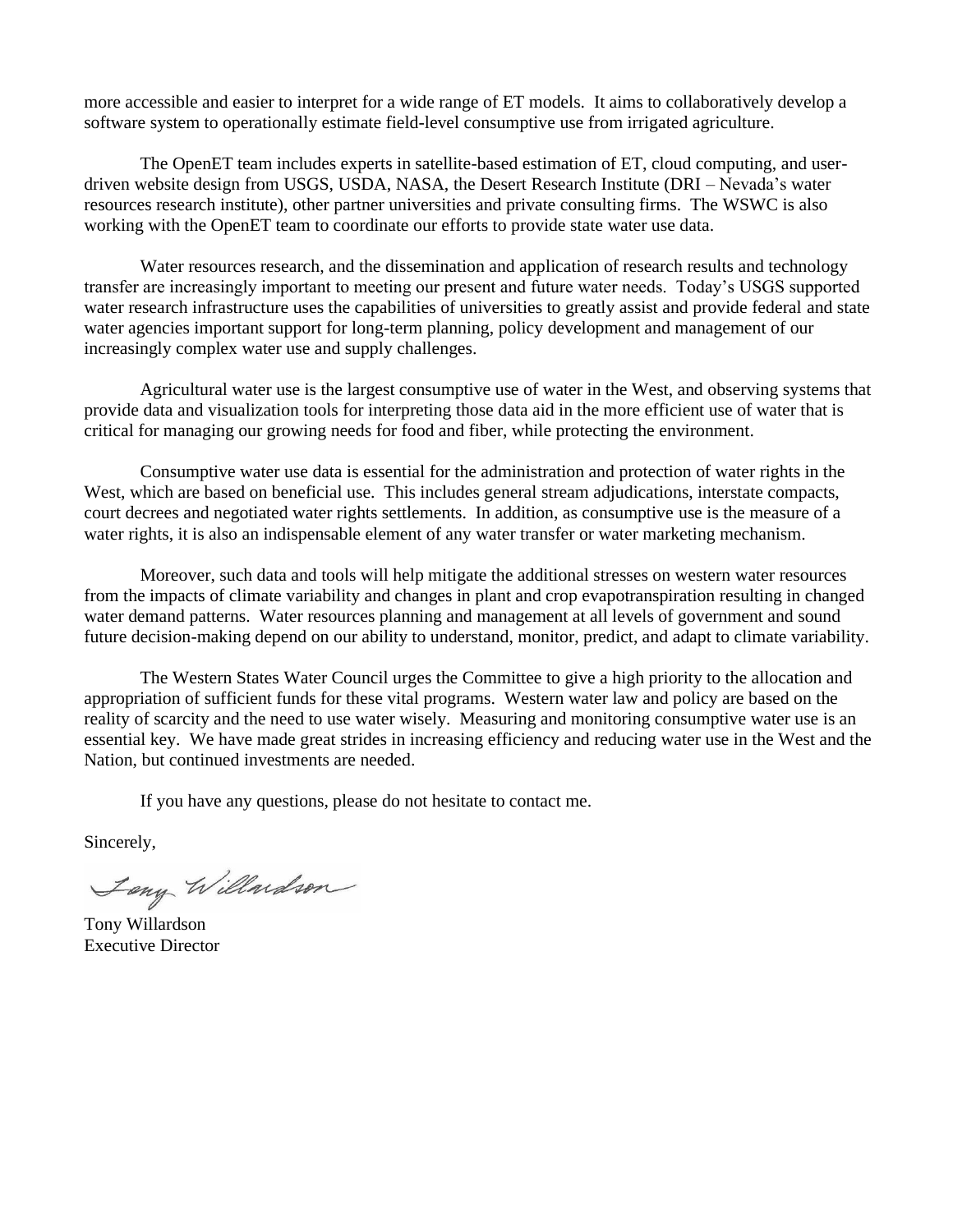more accessible and easier to interpret for a wide range of ET models. It aims to collaboratively develop a software system to operationally estimate field-level consumptive use from irrigated agriculture.

The OpenET team includes experts in satellite-based estimation of ET, cloud computing, and user-driven website design from USGS, USDA, NASA, the Desert Research Institute (DRI – Nevada's water resources research institute), other partner universities and private consulting firms. The WSWC is also working with the OpenET team to coordinate our efforts to provide state water use data.

Water resources research, and the dissemination and application of research results and technology transfer are increasingly important to meeting our present and future water needs. Today's USGS supported water research infrastructure uses the capabilities of universities to greatly assist and provide federal and state water agencies important support for long-term planning, policy development and management of our increasingly complex water use and supply challenges.

Agricultural water use is the largest consumptive use of water in the West, and observing systems that provide data and visualization tools for interpreting those data aid in the more efficient use of water that is critical for managing our growing needs for food and fiber, while protecting the environment.

Consumptive water use data is essential for the administration and protection of water rights in the West, which are based on beneficial use. This includes general stream adjudications, interstate compacts, court decrees and negotiated water rights settlements. In addition, as consumptive use is the measure of a water rights, it is also an indispensable element of any water transfer or water marketing mechanism.

Moreover, such data and tools will help mitigate the additional stresses on western water resources from the impacts of climate variability and changes in plant and crop evapotranspiration resulting in changed water demand patterns. Water resources planning and management at all levels of government and sound future decision-making depend on our ability to understand, monitor, predict, and adapt to climate variability.

The Western States Water Council urges the Committee to give a high priority to the allocation and appropriation of sufficient funds for these vital programs. Western water law and policy are based on the reality of scarcity and the need to use water wisely. Measuring and monitoring consumptive water use is an essential key. We have made great strides in increasing efficiency and reducing water use in the West and the Nation, but continued investments are needed.

If you have any questions, please do not hesitate to contact me.

Sincerely,

Tony Willardson
Executive Director